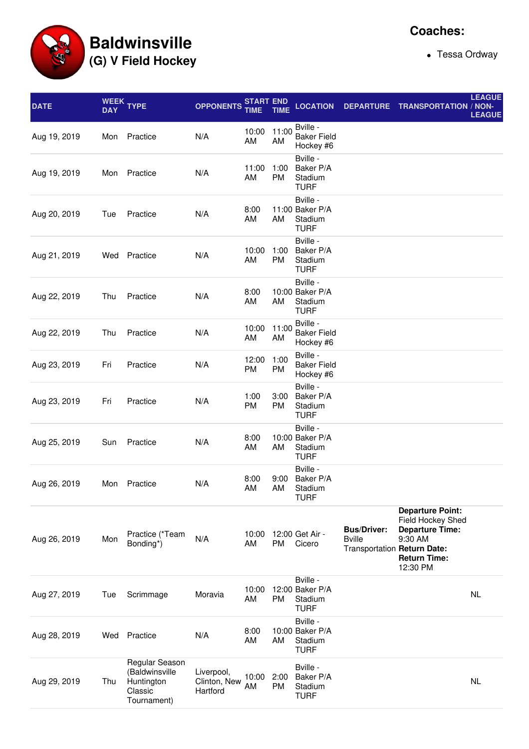# Baldwinsville

## (G) V Field Hockey

**Coaches:**

- Tessa Ordway

| DATE | WEEK DAY | TYPE | OPPONENTS | START TIME | END TIME | LOCATION | DEPARTURE | TRANSPORTATION | LEAGUE / NON-LEAGUE |
|---|---|---|---|---|---|---|---|---|---|
| Aug 19, 2019 | Mon | Practice | N/A | 10:00 AM | 11:00 AM | Bville - Baker Field Hockey #6 | | | |
| Aug 19, 2019 | Mon | Practice | N/A | 11:00 AM | 1:00 PM | Bville - Baker P/A Stadium TURF | | | |
| Aug 20, 2019 | Tue | Practice | N/A | 8:00 AM | 11:00 AM | Bville - Baker P/A Stadium TURF | | | |
| Aug 21, 2019 | Wed | Practice | N/A | 10:00 AM | 1:00 PM | Bville - Baker P/A Stadium TURF | | | |
| Aug 22, 2019 | Thu | Practice | N/A | 8:00 AM | 10:00 AM | Bville - Baker P/A Stadium TURF | | | |
| Aug 22, 2019 | Thu | Practice | N/A | 10:00 AM | 11:00 AM | Bville - Baker Field Hockey #6 | | | |
| Aug 23, 2019 | Fri | Practice | N/A | 12:00 PM | 1:00 PM | Bville - Baker Field Hockey #6 | | | |
| Aug 23, 2019 | Fri | Practice | N/A | 1:00 PM | 3:00 PM | Bville - Baker P/A Stadium TURF | | | |
| Aug 25, 2019 | Sun | Practice | N/A | 8:00 AM | 10:00 AM | Bville - Baker P/A Stadium TURF | | | |
| Aug 26, 2019 | Mon | Practice | N/A | 8:00 AM | 9:00 AM | Bville - Baker P/A Stadium TURF | | | |
| Aug 26, 2019 | Mon | Practice (*Team Bonding*) | N/A | 10:00 AM | 12:00 PM | Get Air - Cicero | **Bus/Driver:** Bville Transportation | **Departure Point:** Field Hockey Shed **Departure Time:** 9:30 AM **Return Date:** **Return Time:** 12:30 PM | |
| Aug 27, 2019 | Tue | Scrimmage | Moravia | 10:00 AM | 12:00 PM | Bville - Baker P/A Stadium TURF | | | NL |
| Aug 28, 2019 | Wed | Practice | N/A | 8:00 AM | 10:00 AM | Bville - Baker P/A Stadium TURF | | | |
| Aug 29, 2019 | Thu | Regular Season (Baldwinsville Huntington Classic Tournament) | Liverpool, Clinton, New Hartford | 10:00 AM | 2:00 PM | Bville - Baker P/A Stadium TURF | | | NL |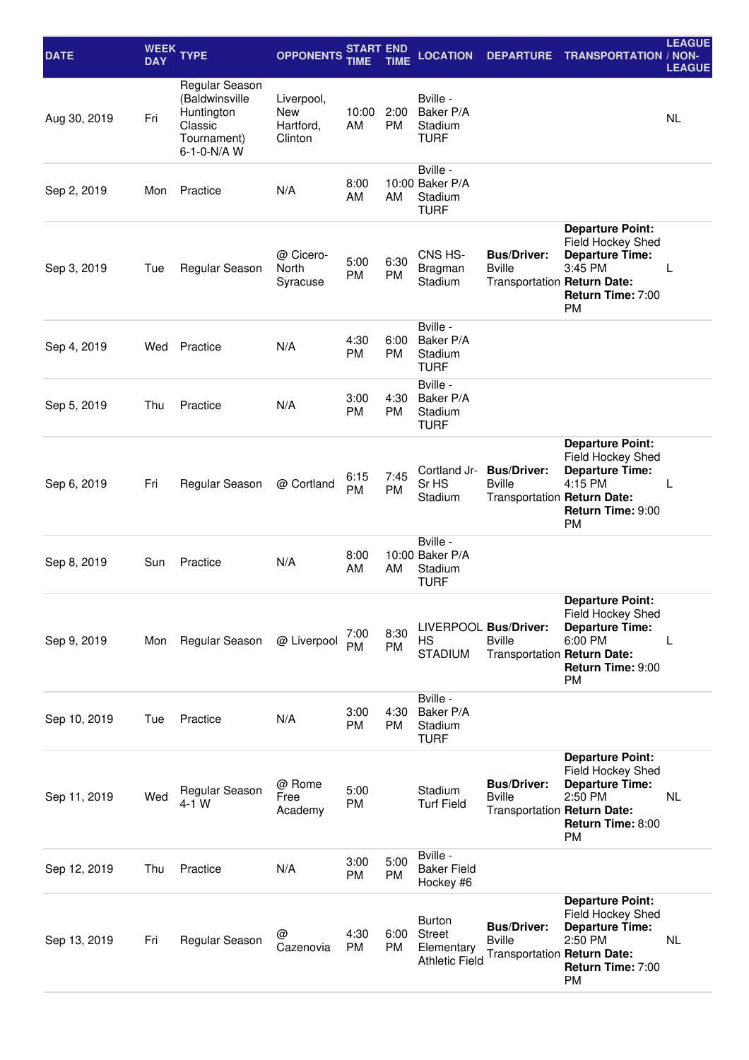| DATE | WEEK DAY | TYPE | OPPONENTS | START TIME | END TIME | LOCATION | DEPARTURE | TRANSPORTATION | LEAGUE / NON-LEAGUE |
|---|---|---|---|---|---|---|---|---|---|
| Aug 30, 2019 | Fri | Regular Season (Baldwinsville Huntington Classic Tournament) 6-1-0-N/A W | Liverpool, New Hartford, Clinton | 10:00 AM | 2:00 PM | Bville - Baker P/A Stadium TURF | | | NL |
| Sep 2, 2019 | Mon | Practice | N/A | 8:00 AM | 10:00 AM | Bville - Baker P/A Stadium TURF | | | |
| Sep 3, 2019 | Tue | Regular Season | @ Cicero-North Syracuse | 5:00 PM | 6:30 PM | CNS HS-Bragman Stadium | **Bus/Driver:** Bville Transportation | **Departure Point:** Field Hockey Shed **Departure Time:** 3:45 PM **Return Date:** **Return Time:** 7:00 PM | L |
| Sep 4, 2019 | Wed | Practice | N/A | 4:30 PM | 6:00 PM | Bville - Baker P/A Stadium TURF | | | |
| Sep 5, 2019 | Thu | Practice | N/A | 3:00 PM | 4:30 PM | Bville - Baker P/A Stadium TURF | | | |
| Sep 6, 2019 | Fri | Regular Season | @ Cortland | 6:15 PM | 7:45 PM | Cortland Jr-Sr HS Stadium | **Bus/Driver:** Bville Transportation | **Departure Point:** Field Hockey Shed **Departure Time:** 4:15 PM **Return Date:** **Return Time:** 9:00 PM | L |
| Sep 8, 2019 | Sun | Practice | N/A | 8:00 AM | 10:00 AM | Bville - Baker P/A Stadium TURF | | | |
| Sep 9, 2019 | Mon | Regular Season | @ Liverpool | 7:00 PM | 8:30 PM | LIVERPOOL HS STADIUM | **Bus/Driver:** Bville Transportation | **Departure Point:** Field Hockey Shed **Departure Time:** 6:00 PM **Return Date:** **Return Time:** 9:00 PM | L |
| Sep 10, 2019 | Tue | Practice | N/A | 3:00 PM | 4:30 PM | Bville - Baker P/A Stadium TURF | | | |
| Sep 11, 2019 | Wed | Regular Season 4-1 W | @ Rome Free Academy | 5:00 PM | | Stadium Turf Field | **Bus/Driver:** Bville Transportation | **Departure Point:** Field Hockey Shed **Departure Time:** 2:50 PM **Return Date:** **Return Time:** 8:00 PM | NL |
| Sep 12, 2019 | Thu | Practice | N/A | 3:00 PM | 5:00 PM | Bville - Baker Field Hockey #6 | | | |
| Sep 13, 2019 | Fri | Regular Season | @ Cazenovia | 4:30 PM | 6:00 PM | Burton Street Elementary Athletic Field | **Bus/Driver:** Bville Transportation | **Departure Point:** Field Hockey Shed **Departure Time:** 2:50 PM **Return Date:** **Return Time:** 7:00 PM | NL |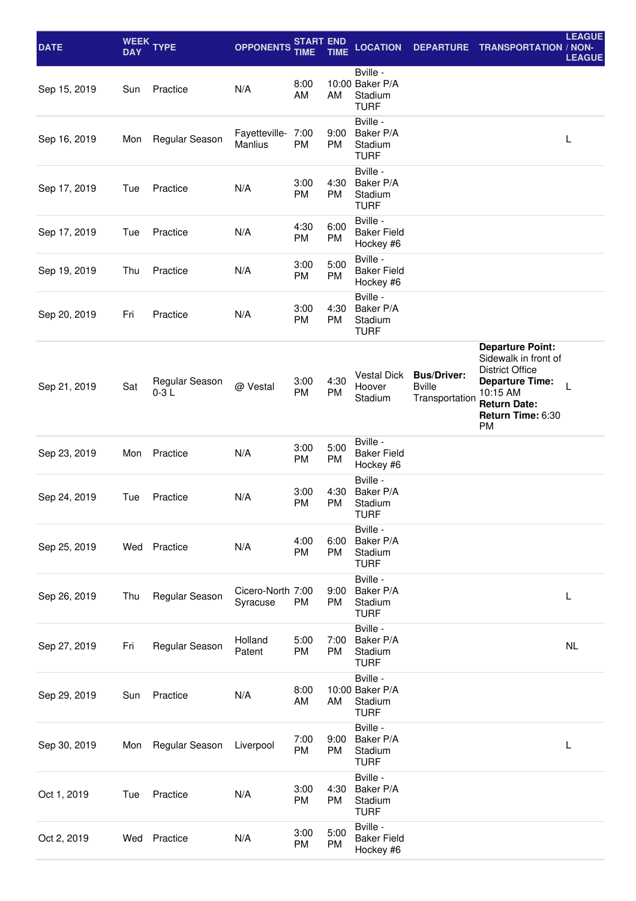| DATE | WEEK DAY | TYPE | OPPONENTS | START TIME | END TIME | LOCATION | DEPARTURE | TRANSPORTATION | LEAGUE / NON-LEAGUE |
|---|---|---|---|---|---|---|---|---|---|
| Sep 15, 2019 | Sun | Practice | N/A | 8:00 AM | 10:00 AM | Bville - Baker P/A Stadium TURF | | | |
| Sep 16, 2019 | Mon | Regular Season | Fayetteville-Manlius | 7:00 PM | 9:00 PM | Bville - Baker P/A Stadium TURF | | | L |
| Sep 17, 2019 | Tue | Practice | N/A | 3:00 PM | 4:30 PM | Bville - Baker P/A Stadium TURF | | | |
| Sep 17, 2019 | Tue | Practice | N/A | 4:30 PM | 6:00 PM | Bville - Baker Field Hockey #6 | | | |
| Sep 19, 2019 | Thu | Practice | N/A | 3:00 PM | 5:00 PM | Bville - Baker Field Hockey #6 | | | |
| Sep 20, 2019 | Fri | Practice | N/A | 3:00 PM | 4:30 PM | Bville - Baker P/A Stadium TURF | | | |
| Sep 21, 2019 | Sat | Regular Season 0-3 L | @ Vestal | 3:00 PM | 4:30 PM | Vestal Dick Hoover Stadium | **Bus/Driver:** Bville Transportation | **Departure Point:** Sidewalk in front of District Office **Departure Time:** 10:15 AM **Return Date:** **Return Time:** 6:30 PM | L |
| Sep 23, 2019 | Mon | Practice | N/A | 3:00 PM | 5:00 PM | Bville - Baker Field Hockey #6 | | | |
| Sep 24, 2019 | Tue | Practice | N/A | 3:00 PM | 4:30 PM | Bville - Baker P/A Stadium TURF | | | |
| Sep 25, 2019 | Wed | Practice | N/A | 4:00 PM | 6:00 PM | Bville - Baker P/A Stadium TURF | | | |
| Sep 26, 2019 | Thu | Regular Season | Cicero-North Syracuse | 7:00 PM | 9:00 PM | Bville - Baker P/A Stadium TURF | | | L |
| Sep 27, 2019 | Fri | Regular Season | Holland Patent | 5:00 PM | 7:00 PM | Bville - Baker P/A Stadium TURF | | | NL |
| Sep 29, 2019 | Sun | Practice | N/A | 8:00 AM | 10:00 AM | Bville - Baker P/A Stadium TURF | | | |
| Sep 30, 2019 | Mon | Regular Season | Liverpool | 7:00 PM | 9:00 PM | Bville - Baker P/A Stadium TURF | | | L |
| Oct 1, 2019 | Tue | Practice | N/A | 3:00 PM | 4:30 PM | Bville - Baker P/A Stadium TURF | | | |
| Oct 2, 2019 | Wed | Practice | N/A | 3:00 PM | 5:00 PM | Bville - Baker Field Hockey #6 | | | |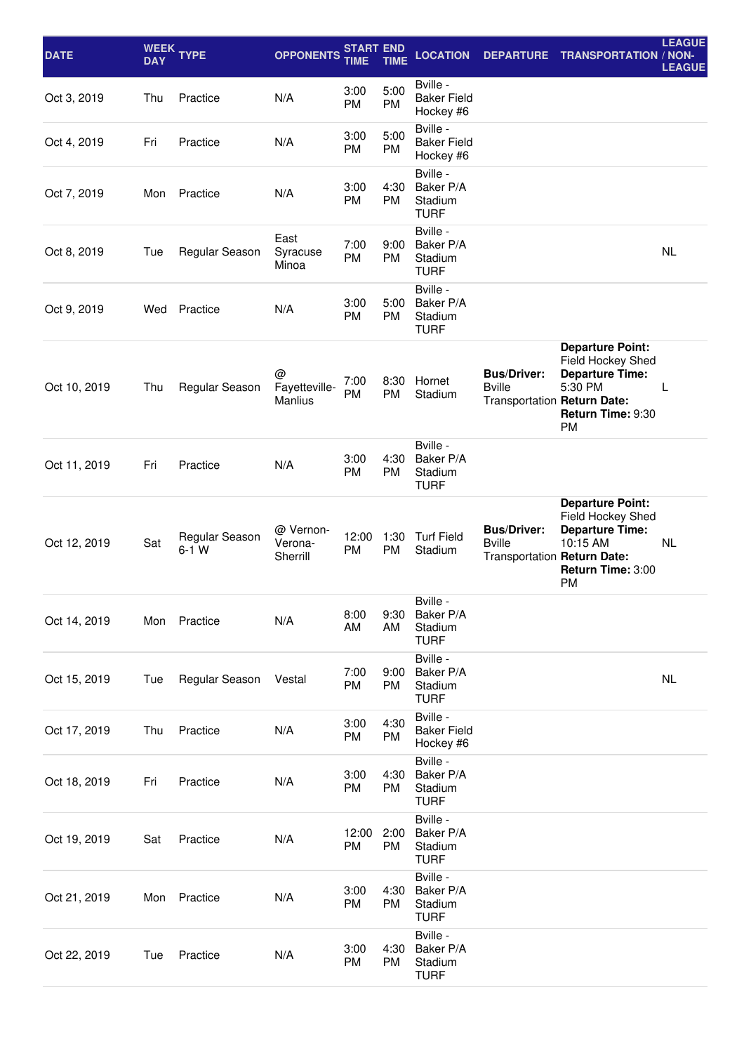| DATE | WEEK DAY | TYPE | OPPONENTS | START TIME | END TIME | LOCATION | DEPARTURE | TRANSPORTATION | LEAGUE / NON-LEAGUE |
|---|---|---|---|---|---|---|---|---|---|
| Oct 3, 2019 | Thu | Practice | N/A | 3:00 PM | 5:00 PM | Bville - Baker Field Hockey #6 | | | |
| Oct 4, 2019 | Fri | Practice | N/A | 3:00 PM | 5:00 PM | Bville - Baker Field Hockey #6 | | | |
| Oct 7, 2019 | Mon | Practice | N/A | 3:00 PM | 4:30 PM | Bville - Baker P/A Stadium TURF | | | |
| Oct 8, 2019 | Tue | Regular Season | East Syracuse Minoa | 7:00 PM | 9:00 PM | Bville - Baker P/A Stadium TURF | | | NL |
| Oct 9, 2019 | Wed | Practice | N/A | 3:00 PM | 5:00 PM | Bville - Baker P/A Stadium TURF | | | |
| Oct 10, 2019 | Thu | Regular Season | @ Fayetteville-Manlius | 7:00 PM | 8:30 PM | Hornet Stadium | **Bus/Driver:** Bville Transportation | **Departure Point:** Field Hockey Shed **Departure Time:** 5:30 PM **Return Date:** **Return Time:** 9:30 PM | L |
| Oct 11, 2019 | Fri | Practice | N/A | 3:00 PM | 4:30 PM | Bville - Baker P/A Stadium TURF | | | |
| Oct 12, 2019 | Sat | Regular Season 6-1 W | @ Vernon-Verona-Sherrill | 12:00 PM | 1:30 PM | Turf Field Stadium | **Bus/Driver:** Bville Transportation | **Departure Point:** Field Hockey Shed **Departure Time:** 10:15 AM **Return Date:** **Return Time:** 3:00 PM | NL |
| Oct 14, 2019 | Mon | Practice | N/A | 8:00 AM | 9:30 AM | Bville - Baker P/A Stadium TURF | | | |
| Oct 15, 2019 | Tue | Regular Season | Vestal | 7:00 PM | 9:00 PM | Bville - Baker P/A Stadium TURF | | | NL |
| Oct 17, 2019 | Thu | Practice | N/A | 3:00 PM | 4:30 PM | Bville - Baker Field Hockey #6 | | | |
| Oct 18, 2019 | Fri | Practice | N/A | 3:00 PM | 4:30 PM | Bville - Baker P/A Stadium TURF | | | |
| Oct 19, 2019 | Sat | Practice | N/A | 12:00 PM | 2:00 PM | Bville - Baker P/A Stadium TURF | | | |
| Oct 21, 2019 | Mon | Practice | N/A | 3:00 PM | 4:30 PM | Bville - Baker P/A Stadium TURF | | | |
| Oct 22, 2019 | Tue | Practice | N/A | 3:00 PM | 4:30 PM | Bville - Baker P/A Stadium TURF | | | |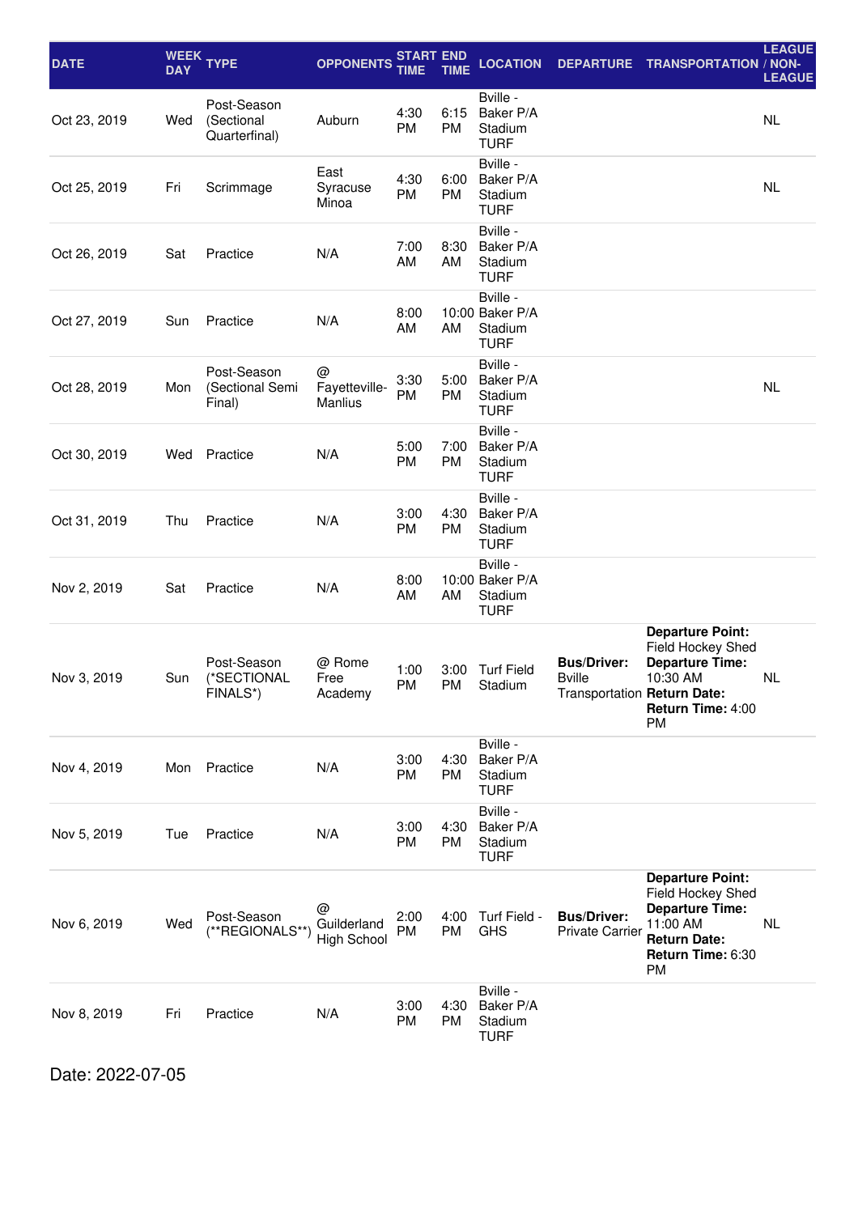| DATE | WEEK DAY | TYPE | OPPONENTS | START TIME | END TIME | LOCATION | DEPARTURE | TRANSPORTATION | LEAGUE / NON-LEAGUE |
|---|---|---|---|---|---|---|---|---|---|
| Oct 23, 2019 | Wed | Post-Season (Sectional Quarterfinal) | Auburn | 4:30 PM | 6:15 PM | Bville - Baker P/A Stadium TURF | | | NL |
| Oct 25, 2019 | Fri | Scrimmage | East Syracuse Minoa | 4:30 PM | 6:00 PM | Bville - Baker P/A Stadium TURF | | | NL |
| Oct 26, 2019 | Sat | Practice | N/A | 7:00 AM | 8:30 AM | Bville - Baker P/A Stadium TURF | | | |
| Oct 27, 2019 | Sun | Practice | N/A | 8:00 AM | 10:00 AM | Bville - Baker P/A Stadium TURF | | | |
| Oct 28, 2019 | Mon | Post-Season (Sectional Semi Final) | @ Fayetteville-Manlius | 3:30 PM | 5:00 PM | Bville - Baker P/A Stadium TURF | | | NL |
| Oct 30, 2019 | Wed | Practice | N/A | 5:00 PM | 7:00 PM | Bville - Baker P/A Stadium TURF | | | |
| Oct 31, 2019 | Thu | Practice | N/A | 3:00 PM | 4:30 PM | Bville - Baker P/A Stadium TURF | | | |
| Nov 2, 2019 | Sat | Practice | N/A | 8:00 AM | 10:00 AM | Bville - Baker P/A Stadium TURF | | | |
| Nov 3, 2019 | Sun | Post-Season (*SECTIONAL FINALS*) | @ Rome Free Academy | 1:00 PM | 3:00 PM | Turf Field Stadium | **Bus/Driver:** Bville Transportation | **Departure Point:** Field Hockey Shed **Departure Time:** 10:30 AM **Return Date:** **Return Time:** 4:00 PM | NL |
| Nov 4, 2019 | Mon | Practice | N/A | 3:00 PM | 4:30 PM | Bville - Baker P/A Stadium TURF | | | |
| Nov 5, 2019 | Tue | Practice | N/A | 3:00 PM | 4:30 PM | Bville - Baker P/A Stadium TURF | | | |
| Nov 6, 2019 | Wed | Post-Season (**REGIONALS**) | @ Guilderland High School | 2:00 PM | 4:00 PM | Turf Field - GHS | **Bus/Driver:** Private Carrier | **Departure Point:** Field Hockey Shed **Departure Time:** 11:00 AM **Return Date:** **Return Time:** 6:30 PM | NL |
| Nov 8, 2019 | Fri | Practice | N/A | 3:00 PM | 4:30 PM | Bville - Baker P/A Stadium TURF | | | |

Date: 2022-07-05